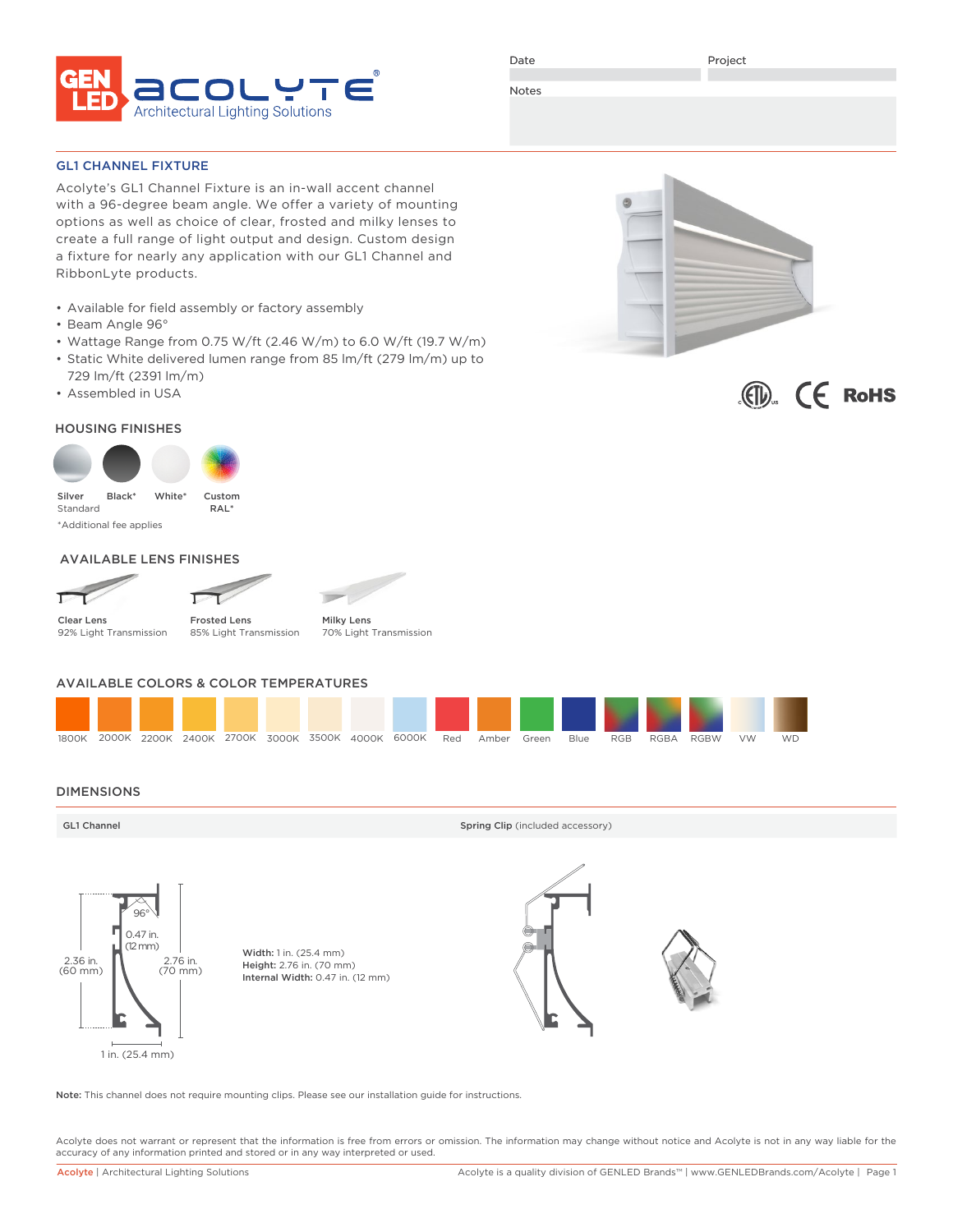# GENLED acolyte® Architectural Lighting Solutions

Date | Project

Notes

## GL1 CHANNEL FIXTURE

Acolyte's GL1 Channel Fixture is an in-wall accent channel with a 96-degree beam angle. We offer a variety of mounting options as well as choice of clear, frosted and milky lenses to create a full range of light output and design. Custom design a fixture for nearly any application with our GL1 Channel and RibbonLyte products.

- Available for field assembly or factory assembly
- Beam Angle 96°
- Wattage Range from 0.75 W/ft (2.46 W/m) to 6.0 W/ft (19.7 W/m)
- Static White delivered lumen range from 85 lm/ft (279 lm/m) up to 729 lm/ft (2391 lm/m)
- Assembled in USA

## HOUSING FINISHES

Silver Standard | Black* | White* | Custom RAL*

*Additional fee applies

## AVAILABLE LENS FINISHES

**Clear Lens** 92% Light Transmission

**Frosted Lens** 85% Light Transmission

**Milky Lens** 70% Light Transmission

## AVAILABLE COLORS & COLOR TEMPERATURES

1800K | 2000K | 2200K | 2400K | 2700K | 3000K | 3500K | 4000K | 6000K | Red | Amber | Green | Blue | RGB | RGBA | RGBW | VW | WD

## DIMENSIONS

**GL1 Channel**

96°

0.47 in. (12 mm)

2.36 in. (60 mm)

2.76 in. (70 mm)

1 in. (25.4 mm)

**Width:** 1 in. (25.4 mm)
**Height:** 2.76 in. (70 mm)
**Internal Width:** 0.47 in. (12 mm)

**Spring Clip** (included accessory)

**Note:** This channel does not require mounting clips. Please see our installation guide for instructions.

Acolyte does not warrant or represent that the information is free from errors or omission. The information may change without notice and Acolyte is not in any way liable for the accuracy of any information printed and stored or in any way interpreted or used.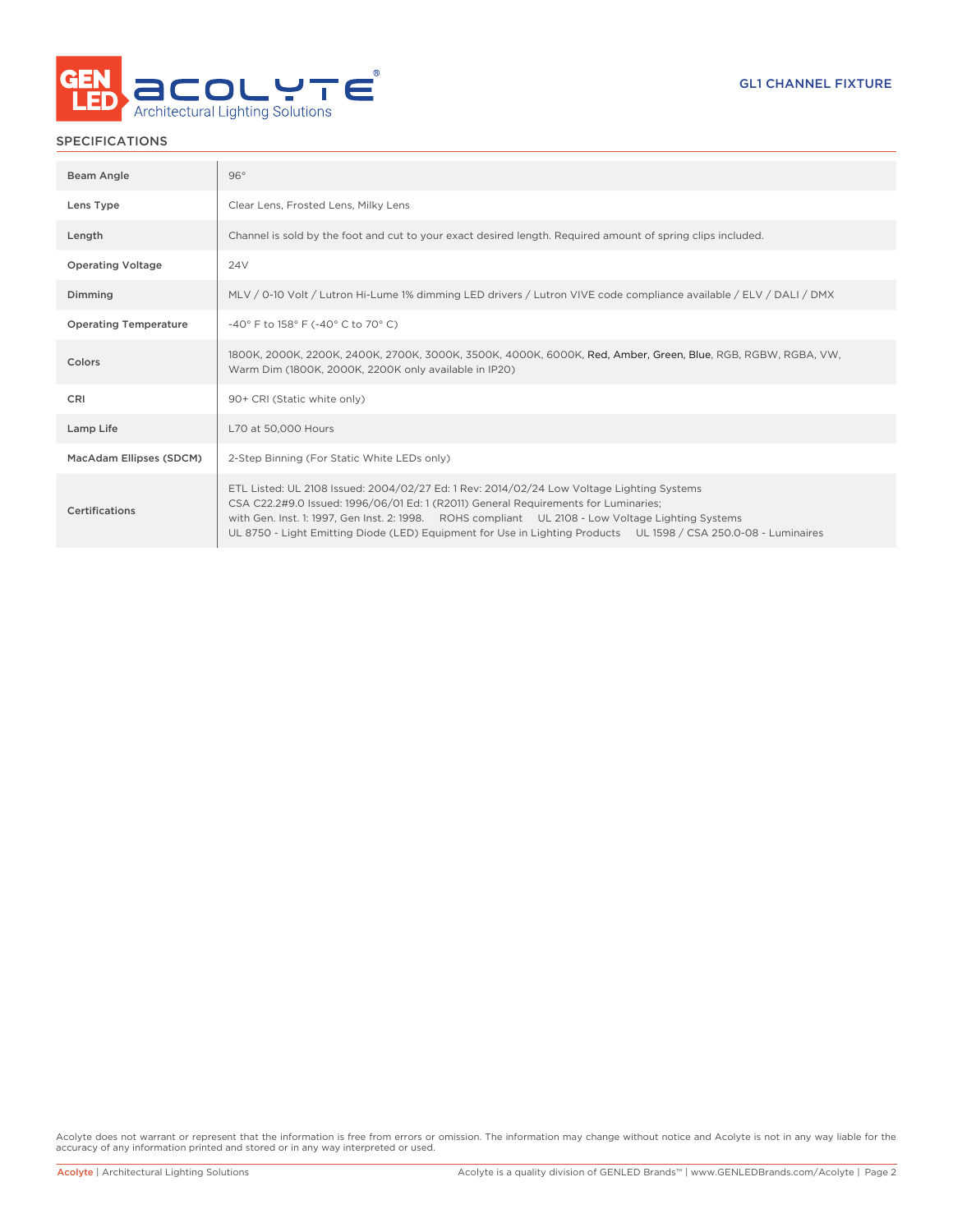## SPECIFICATIONS

| | |
|---|---|
| Beam Angle | 96° |
| Lens Type | Clear Lens, Frosted Lens, Milky Lens |
| Length | Channel is sold by the foot and cut to your exact desired length. Required amount of spring clips included. |
| Operating Voltage | 24V |
| Dimming | MLV / 0-10 Volt / Lutron Hi-Lume 1% dimming LED drivers / Lutron VIVE code compliance available / ELV / DALI / DMX |
| Operating Temperature | -40° F to 158° F (-40° C to 70° C) |
| Colors | 1800K, 2000K, 2200K, 2400K, 2700K, 3000K, 3500K, 4000K, 6000K, Red, Amber, Green, Blue, RGB, RGBW, RGBA, VW, Warm Dim (1800K, 2000K, 2200K only available in IP20) |
| CRI | 90+ CRI (Static white only) |
| Lamp Life | L70 at 50,000 Hours |
| MacAdam Ellipses (SDCM) | 2-Step Binning (For Static White LEDs only) |
| Certifications | ETL Listed: UL 2108 Issued: 2004/02/27 Ed: 1 Rev: 2014/02/24 Low Voltage Lighting Systems<br>CSA C22.2#9.0 Issued: 1996/06/01 Ed: 1 (R2011) General Requirements for Luminaries;<br>with Gen. Inst. 1: 1997, Gen Inst. 2: 1998. ROHS compliant UL 2108 - Low Voltage Lighting Systems<br>UL 8750 - Light Emitting Diode (LED) Equipment for Use in Lighting Products UL 1598 / CSA 250.0-08 - Luminaires |

Acolyte does not warrant or represent that the information is free from errors or omission. The information may change without notice and Acolyte is not in any way liable for the accuracy of any information printed and stored or in any way interpreted or used.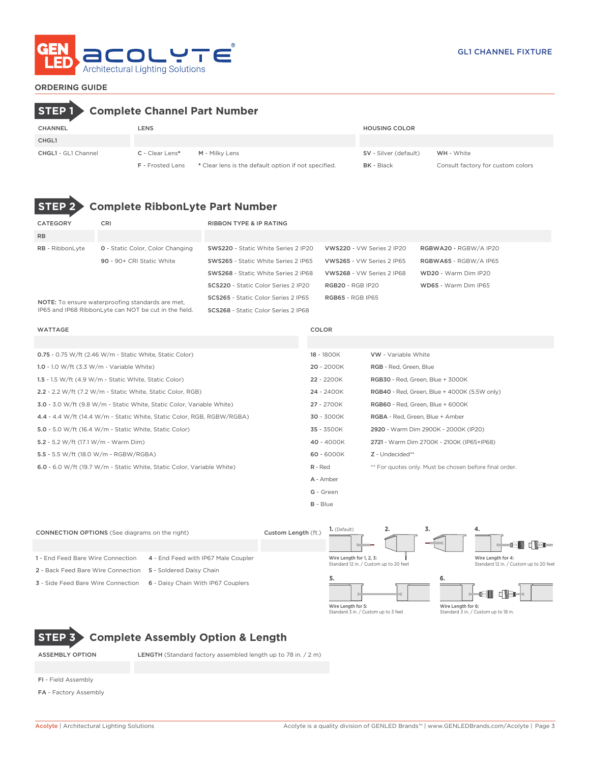GL1 CHANNEL FIXTURE

## ORDERING GUIDE

## STEP 1 Complete Channel Part Number

| CHANNEL | LENS | | HOUSING COLOR | |
|---|---|---|---|---|
| CHGL1 | | | | |
| **CHGL1** - GL1 Channel | **C** - Clear Lens* | **M** - Milky Lens | **SV** - Silver (default) | **WH** - White |
| | **F** - Frosted Lens | * Clear lens is the default option if not specified. | **BK** - Black | Consult factory for custom colors |

## STEP 2 Complete RibbonLyte Part Number

| CATEGORY | CRI | RIBBON TYPE & IP RATING | | |
|---|---|---|---|---|
| RB | | | | |
| **RB** - RibbonLyte | **0** - Static Color, Color Changing | **SWS220** - Static White Series 2 IP20 | **VWS220** - VW Series 2 IP20 | **RGBWA20** - RGBW/A IP20 |
| | **90** - 90+ CRI Static White | **SWS265** - Static White Series 2 IP65 | **VWS265** - VW Series 2 IP65 | **RGBWA65** - RGBW/A IP65 |
| | | **SWS268** - Static White Series 2 IP68 | **VWS268** - VW Series 2 IP68 | **WD20** - Warm Dim IP20 |
| | | **SCS220** - Static Color Series 2 IP20 | **RGB20** - RGB IP20 | **WD65** - Warm Dim IP65 |
| | | **SCS265** - Static Color Series 2 IP65 | **RGB65** - RGB IP65 | |
| | | **SCS268** - Static Color Series 2 IP68 | | |

NOTE: To ensure waterproofing standards are met, IP65 and IP68 RibbonLyte can NOT be cut in the field.

| WATTAGE | COLOR | |
|---|---|---|
| | | |
| **0.75** - 0.75 W/ft (2.46 W/m - Static White, Static Color) | **18** - 1800K | **VW** - Variable White |
| **1.0** - 1.0 W/ft (3.3 W/m - Variable White) | **20** - 2000K | **RGB** - Red, Green, Blue |
| **1.5** - 1.5 W/ft (4.9 W/m - Static White, Static Color) | **22** - 2200K | **RGB30** - Red, Green, Blue + 3000K |
| **2.2** - 2.2 W/ft (7.2 W/m - Static White, Static Color, RGB) | **24** - 2400K | **RGB40** - Red, Green, Blue + 4000K (5.5W only) |
| **3.0** - 3.0 W/ft (9.8 W/m - Static White, Static Color, Variable White) | **27** - 2700K | **RGB60** - Red, Green, Blue + 6000K |
| **4.4** - 4.4 W/ft (14.4 W/m - Static White, Static Color, RGB, RGBW/RGBA) | **30** - 3000K | **RGBA** - Red, Green, Blue + Amber |
| **5.0** - 5.0 W/ft (16.4 W/m - Static White, Static Color) | **35** - 3500K | **2920** - Warm Dim 2900K - 2000K (IP20) |
| **5.2** - 5.2 W/ft (17.1 W/m - Warm Dim) | **40** - 4000K | **2721** - Warm Dim 2700K - 2100K (IP65+IP68) |
| **5.5** - 5.5 W/ft (18.0 W/m - RGBW/RGBA) | **60** - 6000K | **Z** - Undecided** |
| **6.0** - 6.0 W/ft (19.7 W/m - Static White, Static Color, Variable White) | **R** - Red | ** For quotes only. Must be chosen before final order. |
| | **A** - Amber | |
| | **G** - Green | |
| | **B** - Blue | |

| CONNECTION OPTIONS (See diagrams on the right) | | Custom Length (ft.) |
|---|---|---|
| | | |
| **1** - End Feed Bare Wire Connection | **4** - End Feed with IP67 Male Coupler | |
| **2** - Back Feed Bare Wire Connection | **5** - Soldered Daisy Chain | |
| **3** - Side Feed Bare Wire Connection | **6** - Daisy Chain With IP67 Couplers | |

1. (Default) 2. 3.
Wire Length for 1, 2, 3: Standard 12 in. / Custom up to 20 feet

4.
Wire Length for 4: Standard 12 in. / Custom up to 20 feet

5.
Wire Length for 5: Standard 3 in. / Custom up to 3 feet

6.
Wire Length for 6: Standard 3 in. / Custom up to 18 in.

## STEP 3 Complete Assembly Option & Length

| ASSEMBLY OPTION | LENGTH (Standard factory assembled length up to 78 in. / 2 m) |
|---|---|
| | |
| **FI** - Field Assembly | |
| **FA** - Factory Assembly | |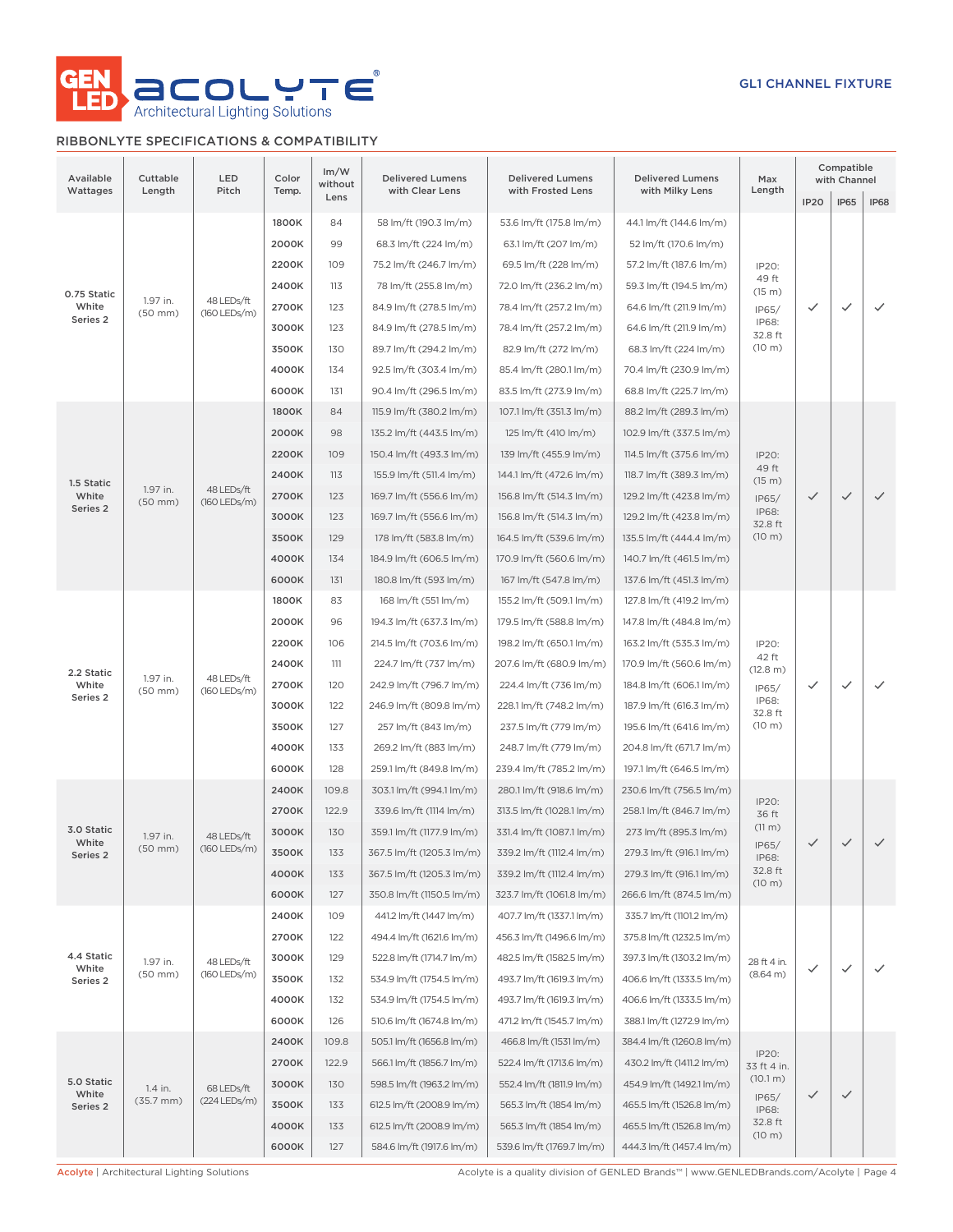GL1 CHANNEL FIXTURE

## RIBBONLYTE SPECIFICATIONS & COMPATIBILITY

| Available Wattages | Cuttable Length | LED Pitch | Color Temp. | lm/W without Lens | Delivered Lumens with Clear Lens | Delivered Lumens with Frosted Lens | Delivered Lumens with Milky Lens | Max Length | Compatible with Channel | | |
|---|---|---|---|---|---|---|---|---|---|---|---|
| | | | | | | | | | IP20 | IP65 | IP68 |
| 0.75 Static White Series 2 | 1.97 in. (50 mm) | 48 LEDs/ft (160 LEDs/m) | 1800K | 84 | 58 lm/ft (190.3 lm/m) | 53.6 lm/ft (175.8 lm/m) | 44.1 lm/ft (144.6 lm/m) | IP20: 49 ft (15 m) IP65/ IP68: 32.8 ft (10 m) | ✓ | ✓ | ✓ |
| | | | 2000K | 99 | 68.3 lm/ft (224 lm/m) | 63.1 lm/ft (207 lm/m) | 52 lm/ft (170.6 lm/m) | | | | |
| | | | 2200K | 109 | 75.2 lm/ft (246.7 lm/m) | 69.5 lm/ft (228 lm/m) | 57.2 lm/ft (187.6 lm/m) | | | | |
| | | | 2400K | 113 | 78 lm/ft (255.8 lm/m) | 72.0 lm/ft (236.2 lm/m) | 59.3 lm/ft (194.5 lm/m) | | | | |
| | | | 2700K | 123 | 84.9 lm/ft (278.5 lm/m) | 78.4 lm/ft (257.2 lm/m) | 64.6 lm/ft (211.9 lm/m) | | | | |
| | | | 3000K | 123 | 84.9 lm/ft (278.5 lm/m) | 78.4 lm/ft (257.2 lm/m) | 64.6 lm/ft (211.9 lm/m) | | | | |
| | | | 3500K | 130 | 89.7 lm/ft (294.2 lm/m) | 82.9 lm/ft (272 lm/m) | 68.3 lm/ft (224 lm/m) | | | | |
| | | | 4000K | 134 | 92.5 lm/ft (303.4 lm/m) | 85.4 lm/ft (280.1 lm/m) | 70.4 lm/ft (230.9 lm/m) | | | | |
| | | | 6000K | 131 | 90.4 lm/ft (296.5 lm/m) | 83.5 lm/ft (273.9 lm/m) | 68.8 lm/ft (225.7 lm/m) | | | | |
| 1.5 Static White Series 2 | 1.97 in. (50 mm) | 48 LEDs/ft (160 LEDs/m) | 1800K | 84 | 115.9 lm/ft (380.2 lm/m) | 107.1 lm/ft (351.3 lm/m) | 88.2 lm/ft (289.3 lm/m) | IP20: 49 ft (15 m) IP65/ IP68: 32.8 ft (10 m) | ✓ | ✓ | ✓ |
| | | | 2000K | 98 | 135.2 lm/ft (443.5 lm/m) | 125 lm/ft (410 lm/m) | 102.9 lm/ft (337.5 lm/m) | | | | |
| | | | 2200K | 109 | 150.4 lm/ft (493.3 lm/m) | 139 lm/ft (455.9 lm/m) | 114.5 lm/ft (375.6 lm/m) | | | | |
| | | | 2400K | 113 | 155.9 lm/ft (511.4 lm/m) | 144.1 lm/ft (472.6 lm/m) | 118.7 lm/ft (389.3 lm/m) | | | | |
| | | | 2700K | 123 | 169.7 lm/ft (556.6 lm/m) | 156.8 lm/ft (514.3 lm/m) | 129.2 lm/ft (423.8 lm/m) | | | | |
| | | | 3000K | 123 | 169.7 lm/ft (556.6 lm/m) | 156.8 lm/ft (514.3 lm/m) | 129.2 lm/ft (423.8 lm/m) | | | | |
| | | | 3500K | 129 | 178 lm/ft (583.8 lm/m) | 164.5 lm/ft (539.6 lm/m) | 135.5 lm/ft (444.4 lm/m) | | | | |
| | | | 4000K | 134 | 184.9 lm/ft (606.5 lm/m) | 170.9 lm/ft (560.6 lm/m) | 140.7 lm/ft (461.5 lm/m) | | | | |
| | | | 6000K | 131 | 180.8 lm/ft (593 lm/m) | 167 lm/ft (547.8 lm/m) | 137.6 lm/ft (451.3 lm/m) | | | | |
| 2.2 Static White Series 2 | 1.97 in. (50 mm) | 48 LEDs/ft (160 LEDs/m) | 1800K | 83 | 168 lm/ft (551 lm/m) | 155.2 lm/ft (509.1 lm/m) | 127.8 lm/ft (419.2 lm/m) | IP20: 42 ft (12.8 m) IP65/ IP68: 32.8 ft (10 m) | ✓ | ✓ | ✓ |
| | | | 2000K | 96 | 194.3 lm/ft (637.3 lm/m) | 179.5 lm/ft (588.8 lm/m) | 147.8 lm/ft (484.8 lm/m) | | | | |
| | | | 2200K | 106 | 214.5 lm/ft (703.6 lm/m) | 198.2 lm/ft (650.1 lm/m) | 163.2 lm/ft (535.3 lm/m) | | | | |
| | | | 2400K | 111 | 224.7 lm/ft (737 lm/m) | 207.6 lm/ft (680.9 lm/m) | 170.9 lm/ft (560.6 lm/m) | | | | |
| | | | 2700K | 120 | 242.9 lm/ft (796.7 lm/m) | 224.4 lm/ft (736 lm/m) | 184.8 lm/ft (606.1 lm/m) | | | | |
| | | | 3000K | 122 | 246.9 lm/ft (809.8 lm/m) | 228.1 lm/ft (748.2 lm/m) | 187.9 lm/ft (616.3 lm/m) | | | | |
| | | | 3500K | 127 | 257 lm/ft (843 lm/m) | 237.5 lm/ft (779 lm/m) | 195.6 lm/ft (641.6 lm/m) | | | | |
| | | | 4000K | 133 | 269.2 lm/ft (883 lm/m) | 248.7 lm/ft (779 lm/m) | 204.8 lm/ft (671.7 lm/m) | | | | |
| | | | 6000K | 128 | 259.1 lm/ft (849.8 lm/m) | 239.4 lm/ft (785.2 lm/m) | 197.1 lm/ft (646.5 lm/m) | | | | |
| 3.0 Static White Series 2 | 1.97 in. (50 mm) | 48 LEDs/ft (160 LEDs/m) | 2400K | 109.8 | 303.1 lm/ft (994.1 lm/m) | 280.1 lm/ft (918.6 lm/m) | 230.6 lm/ft (756.5 lm/m) | IP20: 36 ft (11 m) IP65/ IP68: 32.8 ft (10 m) | ✓ | ✓ | ✓ |
| | | | 2700K | 122.9 | 339.6 lm/ft (1114 lm/m) | 313.5 lm/ft (1028.1 lm/m) | 258.1 lm/ft (846.7 lm/m) | | | | |
| | | | 3000K | 130 | 359.1 lm/ft (1177.9 lm/m) | 331.4 lm/ft (1087.1 lm/m) | 273 lm/ft (895.3 lm/m) | | | | |
| | | | 3500K | 133 | 367.5 lm/ft (1205.3 lm/m) | 339.2 lm/ft (1112.4 lm/m) | 279.3 lm/ft (916.1 lm/m) | | | | |
| | | | 4000K | 133 | 367.5 lm/ft (1205.3 lm/m) | 339.2 lm/ft (1112.4 lm/m) | 279.3 lm/ft (916.1 lm/m) | | | | |
| | | | 6000K | 127 | 350.8 lm/ft (1150.5 lm/m) | 323.7 lm/ft (1061.8 lm/m) | 266.6 lm/ft (874.5 lm/m) | | | | |
| 4.4 Static White Series 2 | 1.97 in. (50 mm) | 48 LEDs/ft (160 LEDs/m) | 2400K | 109 | 441.2 lm/ft (1447 lm/m) | 407.7 lm/ft (1337.1 lm/m) | 335.7 lm/ft (1101.2 lm/m) | 28 ft 4 in. (8.64 m) | ✓ | ✓ | ✓ |
| | | | 2700K | 122 | 494.4 lm/ft (1621.6 lm/m) | 456.3 lm/ft (1496.6 lm/m) | 375.8 lm/ft (1232.5 lm/m) | | | | |
| | | | 3000K | 129 | 522.8 lm/ft (1714.7 lm/m) | 482.5 lm/ft (1582.5 lm/m) | 397.3 lm/ft (1303.2 lm/m) | | | | |
| | | | 3500K | 132 | 534.9 lm/ft (1754.5 lm/m) | 493.7 lm/ft (1619.3 lm/m) | 406.6 lm/ft (1333.5 lm/m) | | | | |
| | | | 4000K | 132 | 534.9 lm/ft (1754.5 lm/m) | 493.7 lm/ft (1619.3 lm/m) | 406.6 lm/ft (1333.5 lm/m) | | | | |
| | | | 6000K | 126 | 510.6 lm/ft (1674.8 lm/m) | 471.2 lm/ft (1545.7 lm/m) | 388.1 lm/ft (1272.9 lm/m) | | | | |
| 5.0 Static White Series 2 | 1.4 in. (35.7 mm) | 68 LEDs/ft (224 LEDs/m) | 2400K | 109.8 | 505.1 lm/ft (1656.8 lm/m) | 466.8 lm/ft (1531 lm/m) | 384.4 lm/ft (1260.8 lm/m) | IP20: 33 ft 4 in. (10.1 m) IP65/ IP68: 32.8 ft (10 m) | ✓ | ✓ | |
| | | | 2700K | 122.9 | 566.1 lm/ft (1856.7 lm/m) | 522.4 lm/ft (1713.6 lm/m) | 430.2 lm/ft (1411.2 lm/m) | | | | |
| | | | 3000K | 130 | 598.5 lm/ft (1963.2 lm/m) | 552.4 lm/ft (1811.9 lm/m) | 454.9 lm/ft (1492.1 lm/m) | | | | |
| | | | 3500K | 133 | 612.5 lm/ft (2008.9 lm/m) | 565.3 lm/ft (1854 lm/m) | 465.5 lm/ft (1526.8 lm/m) | | | | |
| | | | 4000K | 133 | 612.5 lm/ft (2008.9 lm/m) | 565.3 lm/ft (1854 lm/m) | 465.5 lm/ft (1526.8 lm/m) | | | | |
| | | | 6000K | 127 | 584.6 lm/ft (1917.6 lm/m) | 539.6 lm/ft (1769.7 lm/m) | 444.3 lm/ft (1457.4 lm/m) | | | | |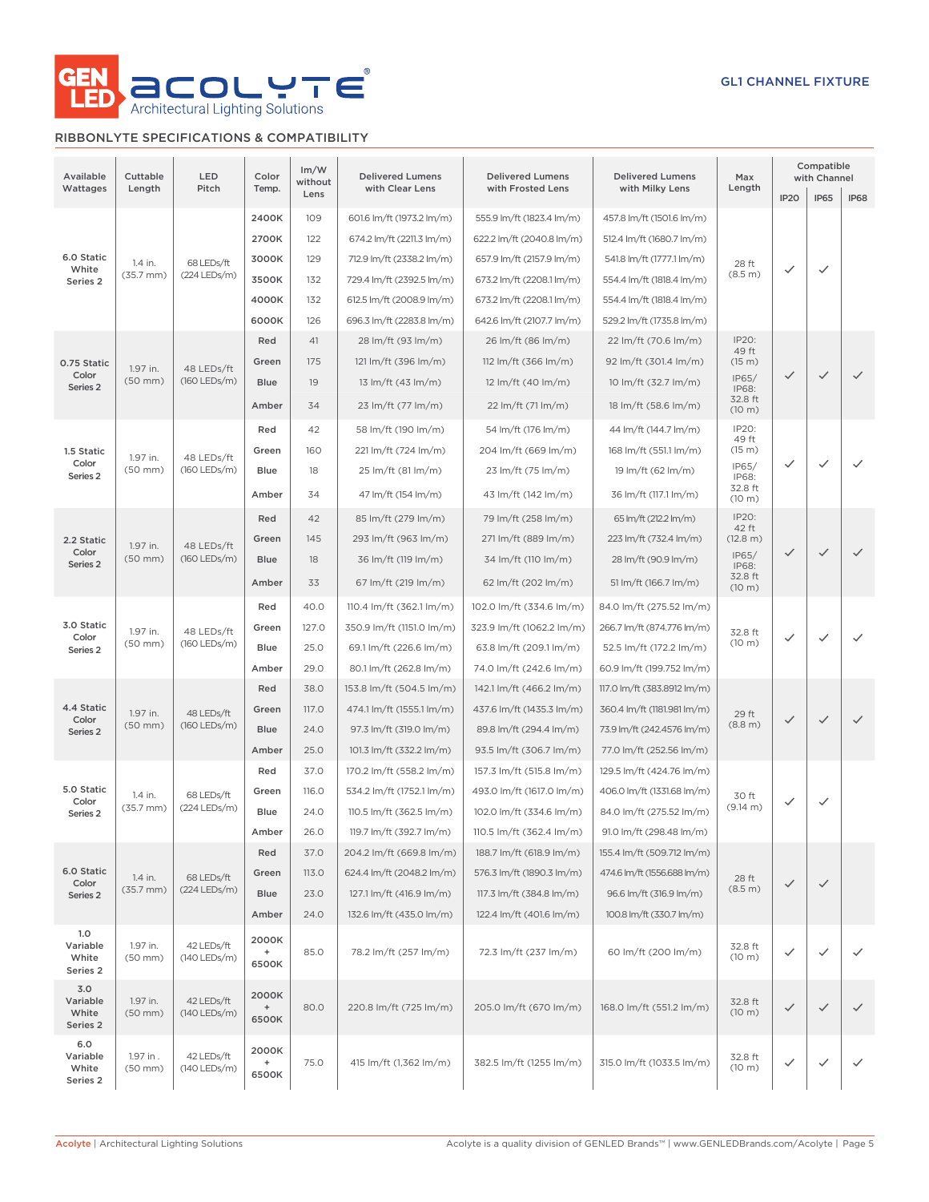GENLED ACOLYTE® Architectural Lighting Solutions

GL1 CHANNEL FIXTURE

## RIBBONLYTE SPECIFICATIONS & COMPATIBILITY

| Available Wattages | Cuttable Length | LED Pitch | Color Temp. | lm/W without Lens | Delivered Lumens with Clear Lens | Delivered Lumens with Frosted Lens | Delivered Lumens with Milky Lens | Max Length | Compatible with Channel | | |
|---|---|---|---|---|---|---|---|---|---|---|---|
| | | | | | | | | | IP20 | IP65 | IP68 |
| 6.0 Static White Series 2 | 1.4 in. (35.7 mm) | 68 LEDs/ft (224 LEDs/m) | 2400K | 109 | 601.6 lm/ft (1973.2 lm/m) | 555.9 lm/ft (1823.4 lm/m) | 457.8 lm/ft (1501.6 lm/m) | 28 ft (8.5 m) | ✓ | ✓ | |
| | | | 2700K | 122 | 674.2 lm/ft (2211.3 lm/m) | 622.2 lm/ft (2040.8 lm/m) | 512.4 lm/ft (1680.7 lm/m) | | | | |
| | | | 3000K | 129 | 712.9 lm/ft (2338.2 lm/m) | 657.9 lm/ft (2157.9 lm/m) | 541.8 lm/ft (1777.1 lm/m) | | | | |
| | | | 3500K | 132 | 729.4 lm/ft (2392.5 lm/m) | 673.2 lm/ft (2208.1 lm/m) | 554.4 lm/ft (1818.4 lm/m) | | | | |
| | | | 4000K | 132 | 612.5 lm/ft (2008.9 lm/m) | 673.2 lm/ft (2208.1 lm/m) | 554.4 lm/ft (1818.4 lm/m) | | | | |
| | | | 6000K | 126 | 696.3 lm/ft (2283.8 lm/m) | 642.6 lm/ft (2107.7 lm/m) | 529.2 lm/ft (1735.8 lm/m) | | | | |
| 0.75 Static Color Series 2 | 1.97 in. (50 mm) | 48 LEDs/ft (160 LEDs/m) | Red | 41 | 28 lm/ft (93 lm/m) | 26 lm/ft (86 lm/m) | 22 lm/ft (70.6 lm/m) | IP20: 49 ft (15 m) IP65/ IP68: 32.8 ft (10 m) | ✓ | ✓ | ✓ |
| | | | Green | 175 | 121 lm/ft (396 lm/m) | 112 lm/ft (366 lm/m) | 92 lm/ft (301.4 lm/m) | | | | |
| | | | Blue | 19 | 13 lm/ft (43 lm/m) | 12 lm/ft (40 lm/m) | 10 lm/ft (32.7 lm/m) | | | | |
| | | | Amber | 34 | 23 lm/ft (77 lm/m) | 22 lm/ft (71 lm/m) | 18 lm/ft (58.6 lm/m) | | | | |
| 1.5 Static Color Series 2 | 1.97 in. (50 mm) | 48 LEDs/ft (160 LEDs/m) | Red | 42 | 58 lm/ft (190 lm/m) | 54 lm/ft (176 lm/m) | 44 lm/ft (144.7 lm/m) | IP20: 49 ft (15 m) IP65/ IP68: 32.8 ft (10 m) | ✓ | ✓ | ✓ |
| | | | Green | 160 | 221 lm/ft (724 lm/m) | 204 lm/ft (669 lm/m) | 168 lm/ft (551.1 lm/m) | | | | |
| | | | Blue | 18 | 25 lm/ft (81 lm/m) | 23 lm/ft (75 lm/m) | 19 lm/ft (62 lm/m) | | | | |
| | | | Amber | 34 | 47 lm/ft (154 lm/m) | 43 lm/ft (142 lm/m) | 36 lm/ft (117.1 lm/m) | | | | |
| 2.2 Static Color Series 2 | 1.97 in. (50 mm) | 48 LEDs/ft (160 LEDs/m) | Red | 42 | 85 lm/ft (279 lm/m) | 79 lm/ft (258 lm/m) | 65 lm/ft (212.2 lm/m) | IP20: 42 ft (12.8 m) IP65/ IP68: 32.8 ft (10 m) | ✓ | ✓ | ✓ |
| | | | Green | 145 | 293 lm/ft (963 lm/m) | 271 lm/ft (889 lm/m) | 223 lm/ft (732.4 lm/m) | | | | |
| | | | Blue | 18 | 36 lm/ft (119 lm/m) | 34 lm/ft (110 lm/m) | 28 lm/ft (90.9 lm/m) | | | | |
| | | | Amber | 33 | 67 lm/ft (219 lm/m) | 62 lm/ft (202 lm/m) | 51 lm/ft (166.7 lm/m) | | | | |
| 3.0 Static Color Series 2 | 1.97 in. (50 mm) | 48 LEDs/ft (160 LEDs/m) | Red | 40.0 | 110.4 lm/ft (362.1 lm/m) | 102.0 lm/ft (334.6 lm/m) | 84.0 lm/ft (275.52 lm/m) | 32.8 ft (10 m) | ✓ | ✓ | ✓ |
| | | | Green | 127.0 | 350.9 lm/ft (1151.0 lm/m) | 323.9 lm/ft (1062.2 lm/m) | 266.7 lm/ft (874.776 lm/m) | | | | |
| | | | Blue | 25.0 | 69.1 lm/ft (226.6 lm/m) | 63.8 lm/ft (209.1 lm/m) | 52.5 lm/ft (172.2 lm/m) | | | | |
| | | | Amber | 29.0 | 80.1 lm/ft (262.8 lm/m) | 74.0 lm/ft (242.6 lm/m) | 60.9 lm/ft (199.752 lm/m) | | | | |
| 4.4 Static Color Series 2 | 1.97 in. (50 mm) | 48 LEDs/ft (160 LEDs/m) | Red | 38.0 | 153.8 lm/ft (504.5 lm/m) | 142.1 lm/ft (466.2 lm/m) | 117.0 lm/ft (383.8912 lm/m) | 29 ft (8.8 m) | ✓ | ✓ | ✓ |
| | | | Green | 117.0 | 474.1 lm/ft (1555.1 lm/m) | 437.6 lm/ft (1435.3 lm/m) | 360.4 lm/ft (1181.981 lm/m) | | | | |
| | | | Blue | 24.0 | 97.3 lm/ft (319.0 lm/m) | 89.8 lm/ft (294.4 lm/m) | 73.9 lm/ft (242.4576 lm/m) | | | | |
| | | | Amber | 25.0 | 101.3 lm/ft (332.2 lm/m) | 93.5 lm/ft (306.7 lm/m) | 77.0 lm/ft (252.56 lm/m) | | | | |
| 5.0 Static Color Series 2 | 1.4 in. (35.7 mm) | 68 LEDs/ft (224 LEDs/m) | Red | 37.0 | 170.2 lm/ft (558.2 lm/m) | 157.3 lm/ft (515.8 lm/m) | 129.5 lm/ft (424.76 lm/m) | 30 ft (9.14 m) | ✓ | ✓ | |
| | | | Green | 116.0 | 534.2 lm/ft (1752.1 lm/m) | 493.0 lm/ft (1617.0 lm/m) | 406.0 lm/ft (1331.68 lm/m) | | | | |
| | | | Blue | 24.0 | 110.5 lm/ft (362.5 lm/m) | 102.0 lm/ft (334.6 lm/m) | 84.0 lm/ft (275.52 lm/m) | | | | |
| | | | Amber | 26.0 | 119.7 lm/ft (392.7 lm/m) | 110.5 lm/ft (362.4 lm/m) | 91.0 lm/ft (298.48 lm/m) | | | | |
| 6.0 Static Color Series 2 | 1.4 in. (35.7 mm) | 68 LEDs/ft (224 LEDs/m) | Red | 37.0 | 204.2 lm/ft (669.8 lm/m) | 188.7 lm/ft (618.9 lm/m) | 155.4 lm/ft (509.712 lm/m) | 28 ft (8.5 m) | ✓ | ✓ | |
| | | | Green | 113.0 | 624.4 lm/ft (2048.2 lm/m) | 576.3 lm/ft (1890.3 lm/m) | 474.6 lm/ft (1556.688 lm/m) | | | | |
| | | | Blue | 23.0 | 127.1 lm/ft (416.9 lm/m) | 117.3 lm/ft (384.8 lm/m) | 96.6 lm/ft (316.9 lm/m) | | | | |
| | | | Amber | 24.0 | 132.6 lm/ft (435.0 lm/m) | 122.4 lm/ft (401.6 lm/m) | 100.8 lm/ft (330.7 lm/m) | | | | |
| 1.0 Variable White Series 2 | 1.97 in. (50 mm) | 42 LEDs/ft (140 LEDs/m) | 2000K + 6500K | 85.0 | 78.2 lm/ft (257 lm/m) | 72.3 lm/ft (237 lm/m) | 60 lm/ft (200 lm/m) | 32.8 ft (10 m) | ✓ | ✓ | ✓ |
| 3.0 Variable White Series 2 | 1.97 in. (50 mm) | 42 LEDs/ft (140 LEDs/m) | 2000K + 6500K | 80.0 | 220.8 lm/ft (725 lm/m) | 205.0 lm/ft (670 lm/m) | 168.0 lm/ft (551.2 lm/m) | 32.8 ft (10 m) | ✓ | ✓ | ✓ |
| 6.0 Variable White Series 2 | 1.97 in . (50 mm) | 42 LEDs/ft (140 LEDs/m) | 2000K + 6500K | 75.0 | 415 lm/ft (1,362 lm/m) | 382.5 lm/ft (1255 lm/m) | 315.0 lm/ft (1033.5 lm/m) | 32.8 ft (10 m) | ✓ | ✓ | ✓ |

Acolyte | Architectural Lighting Solutions — Acolyte is a quality division of GENLED Brands™ | www.GENLEDBrands.com/Acolyte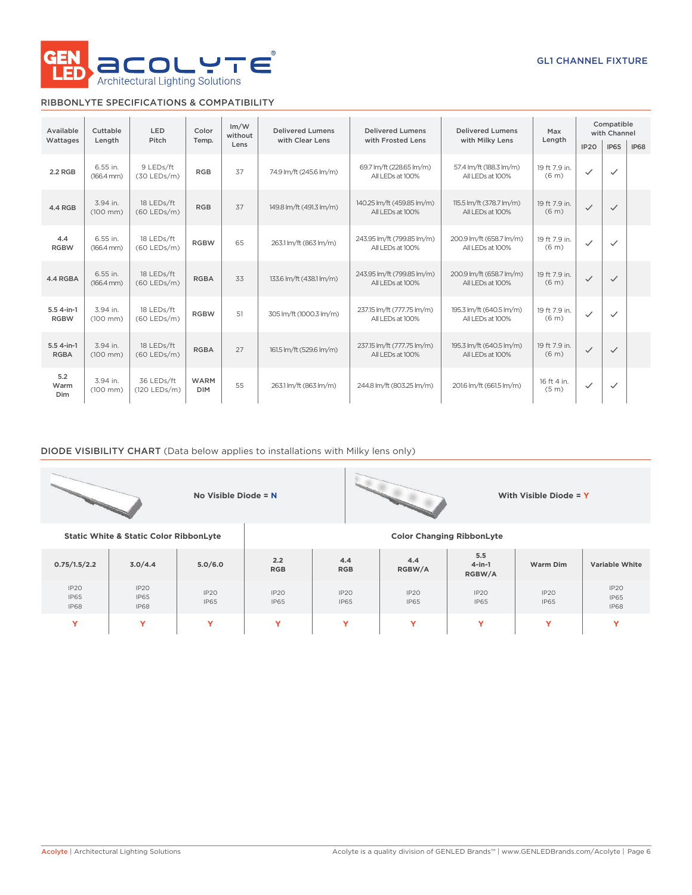GL1 CHANNEL FIXTURE

## RIBBONLYTE SPECIFICATIONS & COMPATIBILITY

| Available Wattages | Cuttable Length | LED Pitch | Color Temp. | lm/W without Lens | Delivered Lumens with Clear Lens | Delivered Lumens with Frosted Lens | Delivered Lumens with Milky Lens | Max Length | Compatible with Channel | | |
|---|---|---|---|---|---|---|---|---|---|---|---|
| | | | | | | | | | IP20 | IP65 | IP68 |
| 2.2 RGB | 6.55 in. (166.4 mm) | 9 LEDs/ft (30 LEDs/m) | RGB | 37 | 74.9 lm/ft (245.6 lm/m) | 69.7 lm/ft (228.65 lm/m) All LEDs at 100% | 57.4 lm/ft (188.3 lm/m) All LEDs at 100% | 19 ft 7.9 in. (6 m) | ✓ | ✓ | |
| 4.4 RGB | 3.94 in. (100 mm) | 18 LEDs/ft (60 LEDs/m) | RGB | 37 | 149.8 lm/ft (491.3 lm/m) | 140.25 lm/ft (459.85 lm/m) All LEDs at 100% | 115.5 lm/ft (378.7 lm/m) All LEDs at 100% | 19 ft 7.9 in. (6 m) | ✓ | ✓ | |
| 4.4 RGBW | 6.55 in. (166.4 mm) | 18 LEDs/ft (60 LEDs/m) | RGBW | 65 | 263.1 lm/ft (863 lm/m) | 243.95 lm/ft (799.85 lm/m) All LEDs at 100% | 200.9 lm/ft (658.7 lm/m) All LEDs at 100% | 19 ft 7.9 in. (6 m) | ✓ | ✓ | |
| 4.4 RGBA | 6.55 in. (166.4 mm) | 18 LEDs/ft (60 LEDs/m) | RGBA | 33 | 133.6 lm/ft (438.1 lm/m) | 243.95 lm/ft (799.85 lm/m) All LEDs at 100% | 200.9 lm/ft (658.7 lm/m) All LEDs at 100% | 19 ft 7.9 in. (6 m) | ✓ | ✓ | |
| 5.5 4-in-1 RGBW | 3.94 in. (100 mm) | 18 LEDs/ft (60 LEDs/m) | RGBW | 51 | 305 lm/ft (1000.3 lm/m) | 237.15 lm/ft (777.75 lm/m) All LEDs at 100% | 195.3 lm/ft (640.5 lm/m) All LEDs at 100% | 19 ft 7.9 in. (6 m) | ✓ | ✓ | |
| 5.5 4-in-1 RGBA | 3.94 in. (100 mm) | 18 LEDs/ft (60 LEDs/m) | RGBA | 27 | 161.5 lm/ft (529.6 lm/m) | 237.15 lm/ft (777.75 lm/m) All LEDs at 100% | 195.3 lm/ft (640.5 lm/m) All LEDs at 100% | 19 ft 7.9 in. (6 m) | ✓ | ✓ | |
| 5.2 Warm Dim | 3.94 in. (100 mm) | 36 LEDs/ft (120 LEDs/m) | WARM DIM | 55 | 263.1 lm/ft (863 lm/m) | 244.8 lm/ft (803.25 lm/m) | 201.6 lm/ft (661.5 lm/m) | 16 ft 4 in. (5 m) | ✓ | ✓ | |

## DIODE VISIBILITY CHART (Data below applies to installations with Milky lens only)

No Visible Diode = N | With Visible Diode = Y

| Static White & Static Color RibbonLyte | | | Color Changing RibbonLyte | | | | | |
|---|---|---|---|---|---|---|---|---|
| 0.75/1.5/2.2 | 3.0/4.4 | 5.0/6.0 | 2.2 RGB | 4.4 RGB | 4.4 RGBW/A | 5.5 4-in-1 RGBW/A | Warm Dim | Variable White |
| IP20 IP65 IP68 | IP20 IP65 IP68 | IP20 IP65 | IP20 IP65 | IP20 IP65 | IP20 IP65 | IP20 IP65 | IP20 IP65 | IP20 IP65 IP68 |
| Y | Y | Y | Y | Y | Y | Y | Y | Y |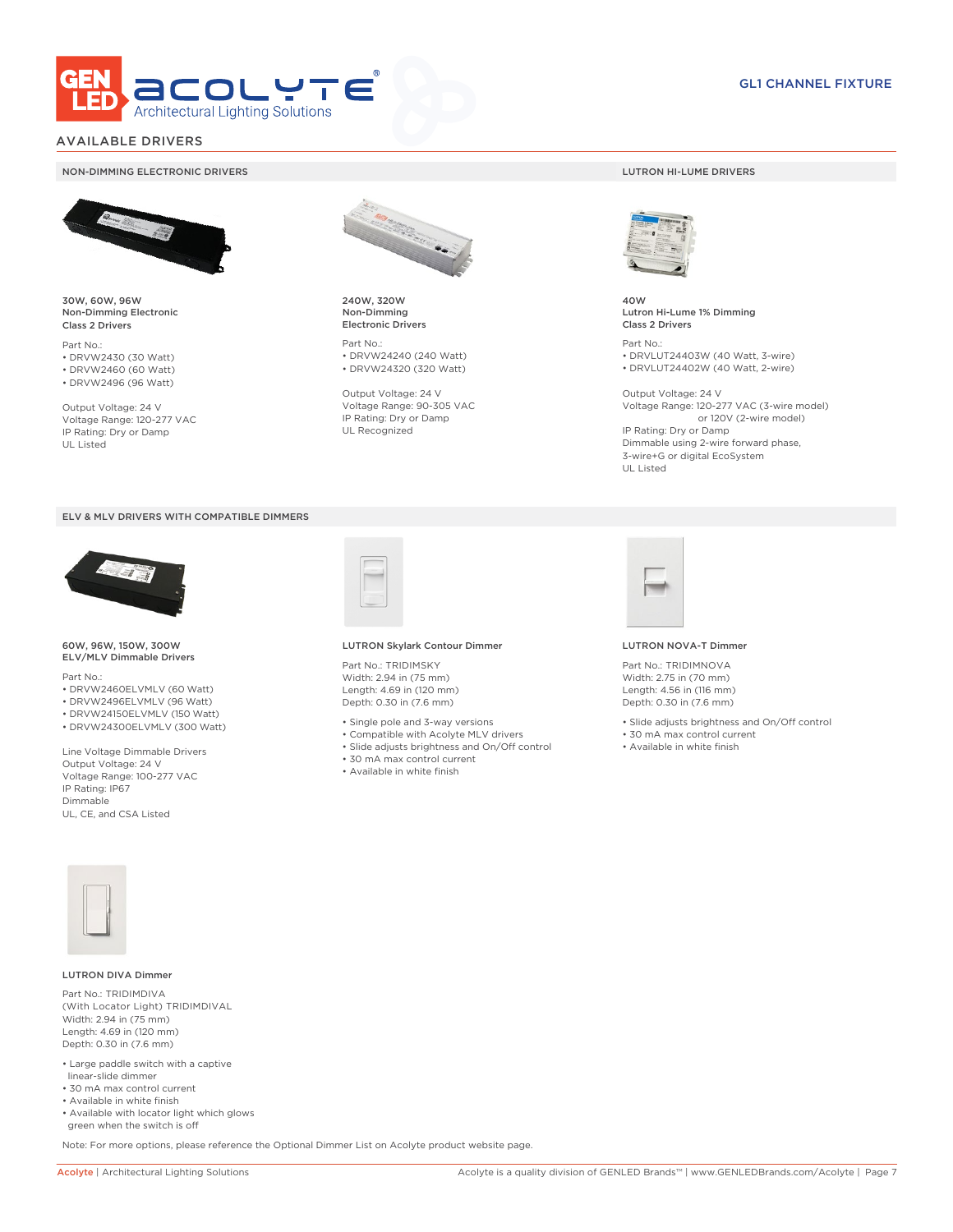# AVAILABLE DRIVERS

GL1 CHANNEL FIXTURE

## NON-DIMMING ELECTRONIC DRIVERS

**30W, 60W, 96W**
**Non-Dimming Electronic**
**Class 2 Drivers**

Part No.:
- DRVW2430 (30 Watt)
- DRVW2460 (60 Watt)
- DRVW2496 (96 Watt)

Output Voltage: 24 V
Voltage Range: 120-277 VAC
IP Rating: Dry or Damp
UL Listed

**240W, 320W**
**Non-Dimming**
**Electronic Drivers**

Part No.:
- DRVW24240 (240 Watt)
- DRVW24320 (320 Watt)

Output Voltage: 24 V
Voltage Range: 90-305 VAC
IP Rating: Dry or Damp
UL Recognized

## LUTRON HI-LUME DRIVERS

**40W**
**Lutron Hi-Lume 1% Dimming**
**Class 2 Drivers**

Part No.:
- DRVLUT24403W (40 Watt, 3-wire)
- DRVLUT24402W (40 Watt, 2-wire)

Output Voltage: 24 V
Voltage Range: 120-277 VAC (3-wire model)
or 120V (2-wire model)
IP Rating: Dry or Damp
Dimmable using 2-wire forward phase,
3-wire+G or digital EcoSystem
UL Listed

## ELV & MLV DRIVERS WITH COMPATIBLE DIMMERS

**60W, 96W, 150W, 300W**
**ELV/MLV Dimmable Drivers**

Part No.:
- DRVW2460ELVMLV (60 Watt)
- DRVW2496ELVMLV (96 Watt)
- DRVW24150ELVMLV (150 Watt)
- DRVW24300ELVMLV (300 Watt)

Line Voltage Dimmable Drivers
Output Voltage: 24 V
Voltage Range: 100-277 VAC
IP Rating: IP67
Dimmable
UL, CE, and CSA Listed

**LUTRON Skylark Contour Dimmer**

Part No.: TRIDIMSKY
Width: 2.94 in (75 mm)
Length: 4.69 in (120 mm)
Depth: 0.30 in (7.6 mm)

- Single pole and 3-way versions
- Compatible with Acolyte MLV drivers
- Slide adjusts brightness and On/Off control
- 30 mA max control current
- Available in white finish

**LUTRON NOVA-T Dimmer**

Part No.: TRIDIMNOVA
Width: 2.75 in (70 mm)
Length: 4.56 in (116 mm)
Depth: 0.30 in (7.6 mm)

- Slide adjusts brightness and On/Off control
- 30 mA max control current
- Available in white finish

**LUTRON DIVA Dimmer**

Part No.: TRIDIMDIVA
(With Locator Light) TRIDIMDIVAL
Width: 2.94 in (75 mm)
Length: 4.69 in (120 mm)
Depth: 0.30 in (7.6 mm)

- Large paddle switch with a captive linear-slide dimmer
- 30 mA max control current
- Available in white finish
- Available with locator light which glows green when the switch is off

Note: For more options, please reference the Optional Dimmer List on Acolyte product website page.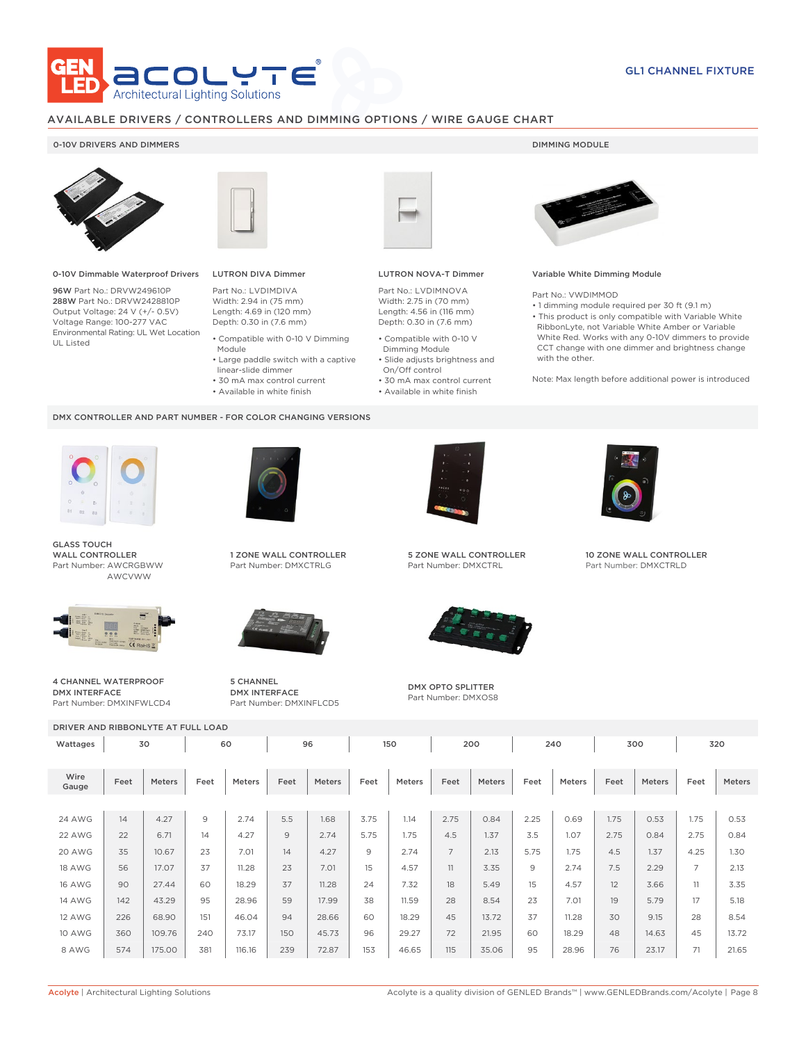GEN LED acolyte® Architectural Lighting Solutions

GL1 CHANNEL FIXTURE

## AVAILABLE DRIVERS / CONTROLLERS AND DIMMING OPTIONS / WIRE GAUGE CHART

### 0-10V DRIVERS AND DIMMERS

**0-10V Dimmable Waterproof Drivers**

**96W** Part No.: DRVW249610P
**288W** Part No.: DRVW2428810P
Output Voltage: 24 V (+/- 0.5V)
Voltage Range: 100-277 VAC
Environmental Rating: UL Wet Location
UL Listed

**LUTRON DIVA Dimmer**

Part No.: LVDIMDIVA
Width: 2.94 in (75 mm)
Length: 4.69 in (120 mm)
Depth: 0.30 in (7.6 mm)

- Compatible with 0-10 V Dimming Module
- Large paddle switch with a captive linear-slide dimmer
- 30 mA max control current
- Available in white finish

**LUTRON NOVA-T Dimmer**

Part No.: LVDIMNOVA
Width: 2.75 in (70 mm)
Length: 4.56 in (116 mm)
Depth: 0.30 in (7.6 mm)

- Compatible with 0-10 V Dimming Module
- Slide adjusts brightness and On/Off control
- 30 mA max control current
- Available in white finish

### DIMMING MODULE

**Variable White Dimming Module**

Part No.: VWDIMMOD
- 1 dimming module required per 30 ft (9.1 m)
- This product is only compatible with Variable White RibbonLyte, not Variable White Amber or Variable White Red. Works with any 0-10V dimmers to provide CCT change with one dimmer and brightness change with the other.

Note: Max length before additional power is introduced

### DMX CONTROLLER AND PART NUMBER - FOR COLOR CHANGING VERSIONS

**GLASS TOUCH WALL CONTROLLER**
Part Number: AWCRGBWW
AWCVWW

**1 ZONE WALL CONTROLLER**
Part Number: DMXCTRLG

**5 ZONE WALL CONTROLLER**
Part Number: DMXCTRL

**10 ZONE WALL CONTROLLER**
Part Number: DMXCTRLD

**4 CHANNEL WATERPROOF DMX INTERFACE**
Part Number: DMXINFWLCD4

**5 CHANNEL DMX INTERFACE**
Part Number: DMXINFLCD5

**DMX OPTO SPLITTER**
Part Number: DMXOS8

### DRIVER AND RIBBONLYTE AT FULL LOAD

| Wattages | 30 | | 60 | | 96 | | 150 | | 200 | | 240 | | 300 | | 320 | |
|---|---|---|---|---|---|---|---|---|---|---|---|---|---|---|---|---|
| Wire Gauge | Feet | Meters | Feet | Meters | Feet | Meters | Feet | Meters | Feet | Meters | Feet | Meters | Feet | Meters | Feet | Meters |
| 24 AWG | 14 | 4.27 | 9 | 2.74 | 5.5 | 1.68 | 3.75 | 1.14 | 2.75 | 0.84 | 2.25 | 0.69 | 1.75 | 0.53 | 1.75 | 0.53 |
| 22 AWG | 22 | 6.71 | 14 | 4.27 | 9 | 2.74 | 5.75 | 1.75 | 4.5 | 1.37 | 3.5 | 1.07 | 2.75 | 0.84 | 2.75 | 0.84 |
| 20 AWG | 35 | 10.67 | 23 | 7.01 | 14 | 4.27 | 9 | 2.74 | 7 | 2.13 | 5.75 | 1.75 | 4.5 | 1.37 | 4.25 | 1.30 |
| 18 AWG | 56 | 17.07 | 37 | 11.28 | 23 | 7.01 | 15 | 4.57 | 11 | 3.35 | 9 | 2.74 | 7.5 | 2.29 | 7 | 2.13 |
| 16 AWG | 90 | 27.44 | 60 | 18.29 | 37 | 11.28 | 24 | 7.32 | 18 | 5.49 | 15 | 4.57 | 12 | 3.66 | 11 | 3.35 |
| 14 AWG | 142 | 43.29 | 95 | 28.96 | 59 | 17.99 | 38 | 11.59 | 28 | 8.54 | 23 | 7.01 | 19 | 5.79 | 17 | 5.18 |
| 12 AWG | 226 | 68.90 | 151 | 46.04 | 94 | 28.66 | 60 | 18.29 | 45 | 13.72 | 37 | 11.28 | 30 | 9.15 | 28 | 8.54 |
| 10 AWG | 360 | 109.76 | 240 | 73.17 | 150 | 45.73 | 96 | 29.27 | 72 | 21.95 | 60 | 18.29 | 48 | 14.63 | 45 | 13.72 |
| 8 AWG | 574 | 175.00 | 381 | 116.16 | 239 | 72.87 | 153 | 46.65 | 115 | 35.06 | 95 | 28.96 | 76 | 23.17 | 71 | 21.65 |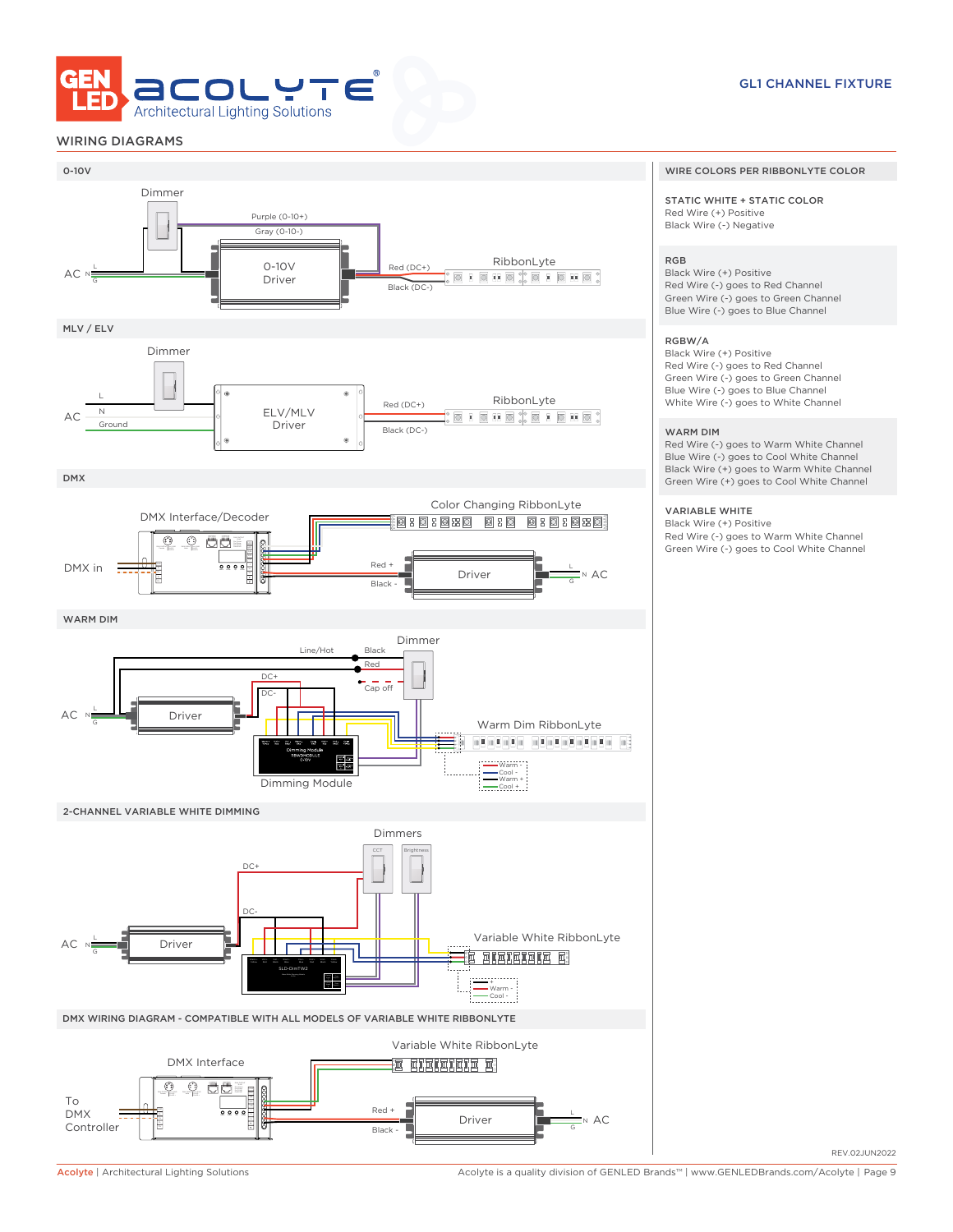GEN LED acolyte® Architectural Lighting Solutions

GL1 CHANNEL FIXTURE

## WIRING DIAGRAMS

### 0-10V

Dimmer

Purple (0-10+)

Gray (0-10-)

AC L N G

0-10V Driver

Red (DC+)

Black (DC-)

RibbonLyte

### MLV / ELV

Dimmer

L

N

AC

Ground

ELV/MLV Driver

Red (DC+)

Black (DC-)

RibbonLyte

### DMX

Color Changing RibbonLyte

DMX Interface/Decoder

DMX in

Red +

Black -

Driver

L N AC G

### WARM DIM

Dimmer

Line/Hot

Black

Red

Cap off

DC+

DC-

AC L N G

Driver

Warm Dim RibbonLyte

Dimming Module

Warm -

Cool -

Warm +

Cool +

### 2-CHANNEL VARIABLE WHITE DIMMING

Dimmers

CCT

Brightness

DC+

DC-

AC L N G

Driver

Variable White RibbonLyte

Warm -

Cool -

### DMX WIRING DIAGRAM - COMPATIBLE WITH ALL MODELS OF VARIABLE WHITE RIBBONLYTE

Variable White RibbonLyte

DMX Interface

To DMX Controller

Red +

Black -

Driver

L N AC G

## WIRE COLORS PER RIBBONLYTE COLOR

**STATIC WHITE + STATIC COLOR**
Red Wire (+) Positive
Black Wire (-) Negative

**RGB**
Black Wire (+) Positive
Red Wire (-) goes to Red Channel
Green Wire (-) goes to Green Channel
Blue Wire (-) goes to Blue Channel

**RGBW/A**
Black Wire (+) Positive
Red Wire (-) goes to Red Channel
Green Wire (-) goes to Green Channel
Blue Wire (-) goes to Blue Channel
White Wire (-) goes to White Channel

**WARM DIM**
Red Wire (-) goes to Warm White Channel
Blue Wire (-) goes to Cool White Channel
Black Wire (+) goes to Warm White Channel
Green Wire (+) goes to Cool White Channel

**VARIABLE WHITE**
Black Wire (+) Positive
Red Wire (-) goes to Warm White Channel
Green Wire (-) goes to Cool White Channel

REV.02JUN2022